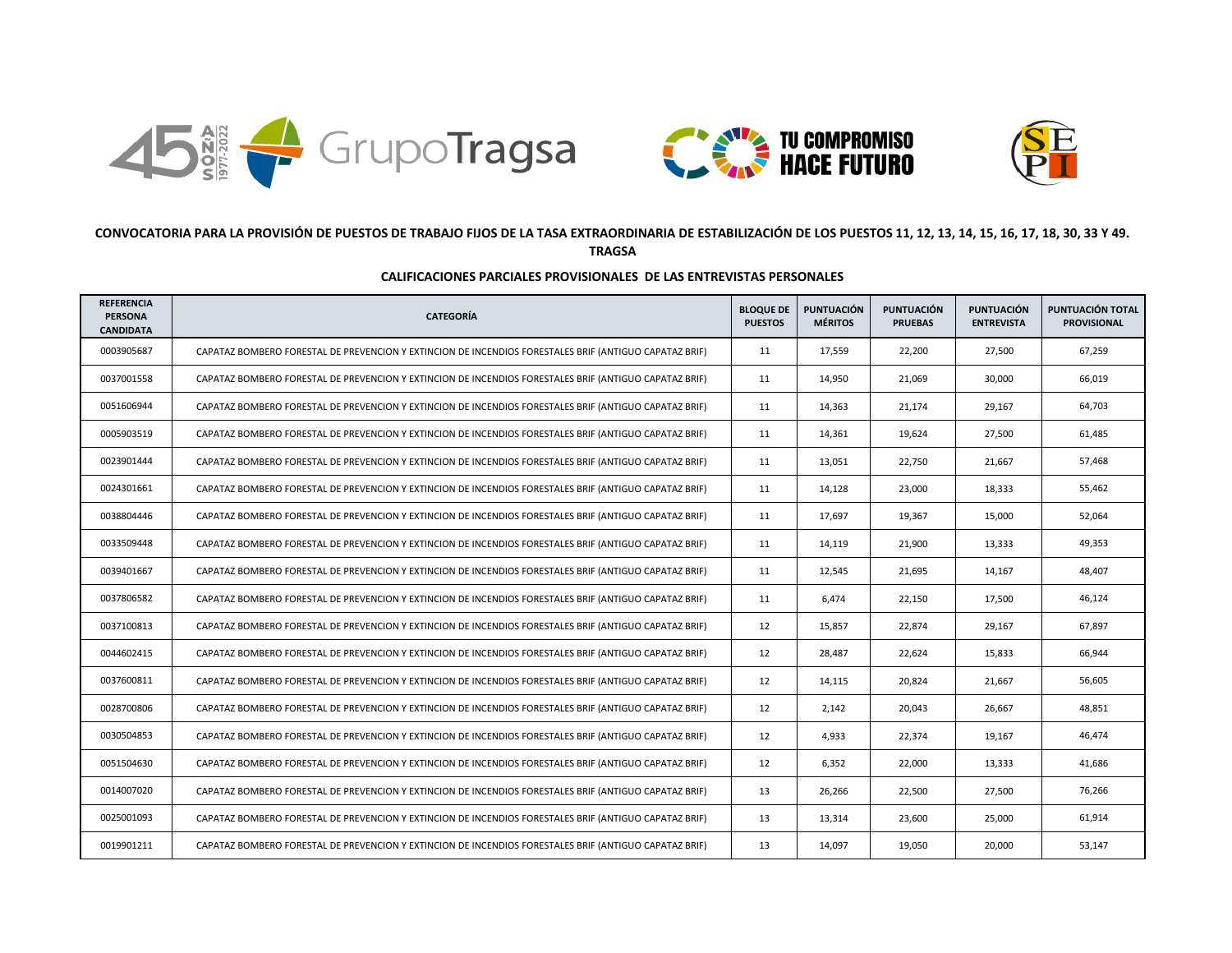**CONVOCATORIA PARA LA PROVISIÓN DE PUESTOS DE TRABAJO FIJOS DE LA TASA EXTRAORDINARIA DE ESTABILIZACIÓN DE LOS PUESTOS 11, 12, 13, 14, 15, 16, 17, 18, 30, 33 Y 49. TRAGSA**

**CALIFICACIONES PARCIALES PROVISIONALES DE LAS ENTREVISTAS PERSONALES**

| REFERENCIA PERSONA CANDIDATA | CATEGORÍA | BLOQUE DE PUESTOS | PUNTUACIÓN MÉRITOS | PUNTUACIÓN PRUEBAS | PUNTUACIÓN ENTREVISTA | PUNTUACIÓN TOTAL PROVISIONAL |
|---|---|---|---|---|---|---|
| 0003905687 | CAPATAZ BOMBERO FORESTAL DE PREVENCION Y EXTINCION DE INCENDIOS FORESTALES BRIF (ANTIGUO CAPATAZ BRIF) | 11 | 17,559 | 22,200 | 27,500 | 67,259 |
| 0037001558 | CAPATAZ BOMBERO FORESTAL DE PREVENCION Y EXTINCION DE INCENDIOS FORESTALES BRIF (ANTIGUO CAPATAZ BRIF) | 11 | 14,950 | 21,069 | 30,000 | 66,019 |
| 0051606944 | CAPATAZ BOMBERO FORESTAL DE PREVENCION Y EXTINCION DE INCENDIOS FORESTALES BRIF (ANTIGUO CAPATAZ BRIF) | 11 | 14,363 | 21,174 | 29,167 | 64,703 |
| 0005903519 | CAPATAZ BOMBERO FORESTAL DE PREVENCION Y EXTINCION DE INCENDIOS FORESTALES BRIF (ANTIGUO CAPATAZ BRIF) | 11 | 14,361 | 19,624 | 27,500 | 61,485 |
| 0023901444 | CAPATAZ BOMBERO FORESTAL DE PREVENCION Y EXTINCION DE INCENDIOS FORESTALES BRIF (ANTIGUO CAPATAZ BRIF) | 11 | 13,051 | 22,750 | 21,667 | 57,468 |
| 0024301661 | CAPATAZ BOMBERO FORESTAL DE PREVENCION Y EXTINCION DE INCENDIOS FORESTALES BRIF (ANTIGUO CAPATAZ BRIF) | 11 | 14,128 | 23,000 | 18,333 | 55,462 |
| 0038804446 | CAPATAZ BOMBERO FORESTAL DE PREVENCION Y EXTINCION DE INCENDIOS FORESTALES BRIF (ANTIGUO CAPATAZ BRIF) | 11 | 17,697 | 19,367 | 15,000 | 52,064 |
| 0033509448 | CAPATAZ BOMBERO FORESTAL DE PREVENCION Y EXTINCION DE INCENDIOS FORESTALES BRIF (ANTIGUO CAPATAZ BRIF) | 11 | 14,119 | 21,900 | 13,333 | 49,353 |
| 0039401667 | CAPATAZ BOMBERO FORESTAL DE PREVENCION Y EXTINCION DE INCENDIOS FORESTALES BRIF (ANTIGUO CAPATAZ BRIF) | 11 | 12,545 | 21,695 | 14,167 | 48,407 |
| 0037806582 | CAPATAZ BOMBERO FORESTAL DE PREVENCION Y EXTINCION DE INCENDIOS FORESTALES BRIF (ANTIGUO CAPATAZ BRIF) | 11 | 6,474 | 22,150 | 17,500 | 46,124 |
| 0037100813 | CAPATAZ BOMBERO FORESTAL DE PREVENCION Y EXTINCION DE INCENDIOS FORESTALES BRIF (ANTIGUO CAPATAZ BRIF) | 12 | 15,857 | 22,874 | 29,167 | 67,897 |
| 0044602415 | CAPATAZ BOMBERO FORESTAL DE PREVENCION Y EXTINCION DE INCENDIOS FORESTALES BRIF (ANTIGUO CAPATAZ BRIF) | 12 | 28,487 | 22,624 | 15,833 | 66,944 |
| 0037600811 | CAPATAZ BOMBERO FORESTAL DE PREVENCION Y EXTINCION DE INCENDIOS FORESTALES BRIF (ANTIGUO CAPATAZ BRIF) | 12 | 14,115 | 20,824 | 21,667 | 56,605 |
| 0028700806 | CAPATAZ BOMBERO FORESTAL DE PREVENCION Y EXTINCION DE INCENDIOS FORESTALES BRIF (ANTIGUO CAPATAZ BRIF) | 12 | 2,142 | 20,043 | 26,667 | 48,851 |
| 0030504853 | CAPATAZ BOMBERO FORESTAL DE PREVENCION Y EXTINCION DE INCENDIOS FORESTALES BRIF (ANTIGUO CAPATAZ BRIF) | 12 | 4,933 | 22,374 | 19,167 | 46,474 |
| 0051504630 | CAPATAZ BOMBERO FORESTAL DE PREVENCION Y EXTINCION DE INCENDIOS FORESTALES BRIF (ANTIGUO CAPATAZ BRIF) | 12 | 6,352 | 22,000 | 13,333 | 41,686 |
| 0014007020 | CAPATAZ BOMBERO FORESTAL DE PREVENCION Y EXTINCION DE INCENDIOS FORESTALES BRIF (ANTIGUO CAPATAZ BRIF) | 13 | 26,266 | 22,500 | 27,500 | 76,266 |
| 0025001093 | CAPATAZ BOMBERO FORESTAL DE PREVENCION Y EXTINCION DE INCENDIOS FORESTALES BRIF (ANTIGUO CAPATAZ BRIF) | 13 | 13,314 | 23,600 | 25,000 | 61,914 |
| 0019901211 | CAPATAZ BOMBERO FORESTAL DE PREVENCION Y EXTINCION DE INCENDIOS FORESTALES BRIF (ANTIGUO CAPATAZ BRIF) | 13 | 14,097 | 19,050 | 20,000 | 53,147 |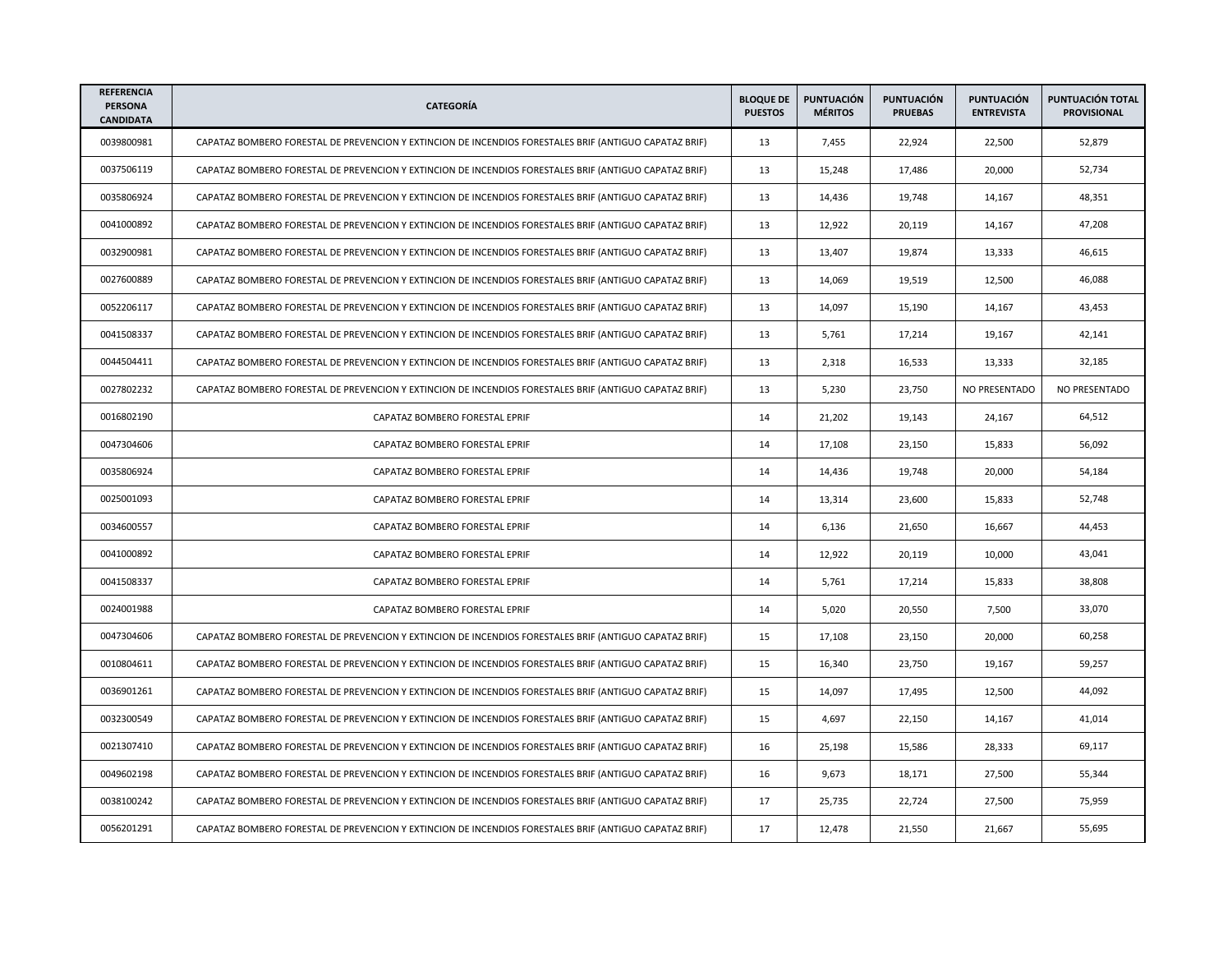| REFERENCIA PERSONA CANDIDATA | CATEGORÍA | BLOQUE DE PUESTOS | PUNTUACIÓN MÉRITOS | PUNTUACIÓN PRUEBAS | PUNTUACIÓN ENTREVISTA | PUNTUACIÓN TOTAL PROVISIONAL |
|---|---|---|---|---|---|---|
| 0039800981 | CAPATAZ BOMBERO FORESTAL DE PREVENCION Y EXTINCION DE INCENDIOS FORESTALES BRIF (ANTIGUO CAPATAZ BRIF) | 13 | 7,455 | 22,924 | 22,500 | 52,879 |
| 0037506119 | CAPATAZ BOMBERO FORESTAL DE PREVENCION Y EXTINCION DE INCENDIOS FORESTALES BRIF (ANTIGUO CAPATAZ BRIF) | 13 | 15,248 | 17,486 | 20,000 | 52,734 |
| 0035806924 | CAPATAZ BOMBERO FORESTAL DE PREVENCION Y EXTINCION DE INCENDIOS FORESTALES BRIF (ANTIGUO CAPATAZ BRIF) | 13 | 14,436 | 19,748 | 14,167 | 48,351 |
| 0041000892 | CAPATAZ BOMBERO FORESTAL DE PREVENCION Y EXTINCION DE INCENDIOS FORESTALES BRIF (ANTIGUO CAPATAZ BRIF) | 13 | 12,922 | 20,119 | 14,167 | 47,208 |
| 0032900981 | CAPATAZ BOMBERO FORESTAL DE PREVENCION Y EXTINCION DE INCENDIOS FORESTALES BRIF (ANTIGUO CAPATAZ BRIF) | 13 | 13,407 | 19,874 | 13,333 | 46,615 |
| 0027600889 | CAPATAZ BOMBERO FORESTAL DE PREVENCION Y EXTINCION DE INCENDIOS FORESTALES BRIF (ANTIGUO CAPATAZ BRIF) | 13 | 14,069 | 19,519 | 12,500 | 46,088 |
| 0052206117 | CAPATAZ BOMBERO FORESTAL DE PREVENCION Y EXTINCION DE INCENDIOS FORESTALES BRIF (ANTIGUO CAPATAZ BRIF) | 13 | 14,097 | 15,190 | 14,167 | 43,453 |
| 0041508337 | CAPATAZ BOMBERO FORESTAL DE PREVENCION Y EXTINCION DE INCENDIOS FORESTALES BRIF (ANTIGUO CAPATAZ BRIF) | 13 | 5,761 | 17,214 | 19,167 | 42,141 |
| 0044504411 | CAPATAZ BOMBERO FORESTAL DE PREVENCION Y EXTINCION DE INCENDIOS FORESTALES BRIF (ANTIGUO CAPATAZ BRIF) | 13 | 2,318 | 16,533 | 13,333 | 32,185 |
| 0027802232 | CAPATAZ BOMBERO FORESTAL DE PREVENCION Y EXTINCION DE INCENDIOS FORESTALES BRIF (ANTIGUO CAPATAZ BRIF) | 13 | 5,230 | 23,750 | NO PRESENTADO | NO PRESENTADO |
| 0016802190 | CAPATAZ BOMBERO FORESTAL EPRIF | 14 | 21,202 | 19,143 | 24,167 | 64,512 |
| 0047304606 | CAPATAZ BOMBERO FORESTAL EPRIF | 14 | 17,108 | 23,150 | 15,833 | 56,092 |
| 0035806924 | CAPATAZ BOMBERO FORESTAL EPRIF | 14 | 14,436 | 19,748 | 20,000 | 54,184 |
| 0025001093 | CAPATAZ BOMBERO FORESTAL EPRIF | 14 | 13,314 | 23,600 | 15,833 | 52,748 |
| 0034600557 | CAPATAZ BOMBERO FORESTAL EPRIF | 14 | 6,136 | 21,650 | 16,667 | 44,453 |
| 0041000892 | CAPATAZ BOMBERO FORESTAL EPRIF | 14 | 12,922 | 20,119 | 10,000 | 43,041 |
| 0041508337 | CAPATAZ BOMBERO FORESTAL EPRIF | 14 | 5,761 | 17,214 | 15,833 | 38,808 |
| 0024001988 | CAPATAZ BOMBERO FORESTAL EPRIF | 14 | 5,020 | 20,550 | 7,500 | 33,070 |
| 0047304606 | CAPATAZ BOMBERO FORESTAL DE PREVENCION Y EXTINCION DE INCENDIOS FORESTALES BRIF (ANTIGUO CAPATAZ BRIF) | 15 | 17,108 | 23,150 | 20,000 | 60,258 |
| 0010804611 | CAPATAZ BOMBERO FORESTAL DE PREVENCION Y EXTINCION DE INCENDIOS FORESTALES BRIF (ANTIGUO CAPATAZ BRIF) | 15 | 16,340 | 23,750 | 19,167 | 59,257 |
| 0036901261 | CAPATAZ BOMBERO FORESTAL DE PREVENCION Y EXTINCION DE INCENDIOS FORESTALES BRIF (ANTIGUO CAPATAZ BRIF) | 15 | 14,097 | 17,495 | 12,500 | 44,092 |
| 0032300549 | CAPATAZ BOMBERO FORESTAL DE PREVENCION Y EXTINCION DE INCENDIOS FORESTALES BRIF (ANTIGUO CAPATAZ BRIF) | 15 | 4,697 | 22,150 | 14,167 | 41,014 |
| 0021307410 | CAPATAZ BOMBERO FORESTAL DE PREVENCION Y EXTINCION DE INCENDIOS FORESTALES BRIF (ANTIGUO CAPATAZ BRIF) | 16 | 25,198 | 15,586 | 28,333 | 69,117 |
| 0049602198 | CAPATAZ BOMBERO FORESTAL DE PREVENCION Y EXTINCION DE INCENDIOS FORESTALES BRIF (ANTIGUO CAPATAZ BRIF) | 16 | 9,673 | 18,171 | 27,500 | 55,344 |
| 0038100242 | CAPATAZ BOMBERO FORESTAL DE PREVENCION Y EXTINCION DE INCENDIOS FORESTALES BRIF (ANTIGUO CAPATAZ BRIF) | 17 | 25,735 | 22,724 | 27,500 | 75,959 |
| 0056201291 | CAPATAZ BOMBERO FORESTAL DE PREVENCION Y EXTINCION DE INCENDIOS FORESTALES BRIF (ANTIGUO CAPATAZ BRIF) | 17 | 12,478 | 21,550 | 21,667 | 55,695 |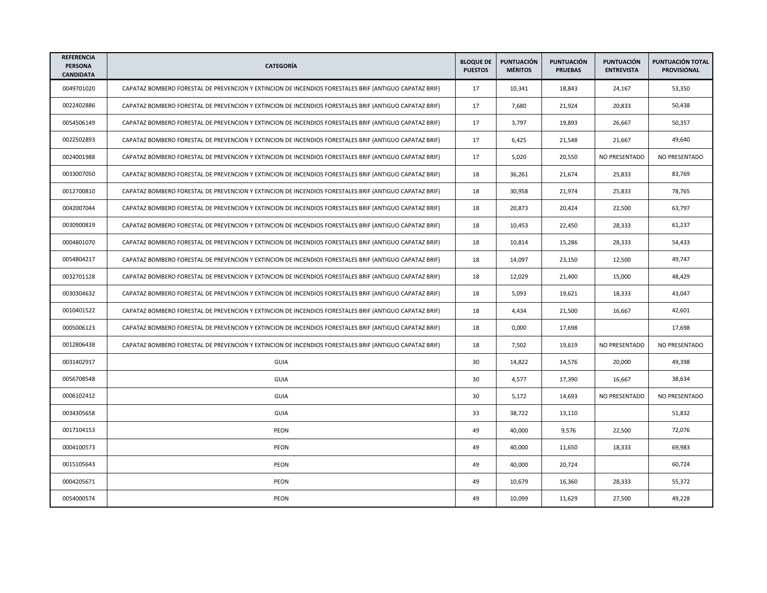| REFERENCIA PERSONA CANDIDATA | CATEGORÍA | BLOQUE DE PUESTOS | PUNTUACIÓN MÉRITOS | PUNTUACIÓN PRUEBAS | PUNTUACIÓN ENTREVISTA | PUNTUACIÓN TOTAL PROVISIONAL |
|---|---|---|---|---|---|---|
| 0049701020 | CAPATAZ BOMBERO FORESTAL DE PREVENCION Y EXTINCION DE INCENDIOS FORESTALES BRIF (ANTIGUO CAPATAZ BRIF) | 17 | 10,341 | 18,843 | 24,167 | 53,350 |
| 0022402886 | CAPATAZ BOMBERO FORESTAL DE PREVENCION Y EXTINCION DE INCENDIOS FORESTALES BRIF (ANTIGUO CAPATAZ BRIF) | 17 | 7,680 | 21,924 | 20,833 | 50,438 |
| 0054506149 | CAPATAZ BOMBERO FORESTAL DE PREVENCION Y EXTINCION DE INCENDIOS FORESTALES BRIF (ANTIGUO CAPATAZ BRIF) | 17 | 3,797 | 19,893 | 26,667 | 50,357 |
| 0022502893 | CAPATAZ BOMBERO FORESTAL DE PREVENCION Y EXTINCION DE INCENDIOS FORESTALES BRIF (ANTIGUO CAPATAZ BRIF) | 17 | 6,425 | 21,548 | 21,667 | 49,640 |
| 0024001988 | CAPATAZ BOMBERO FORESTAL DE PREVENCION Y EXTINCION DE INCENDIOS FORESTALES BRIF (ANTIGUO CAPATAZ BRIF) | 17 | 5,020 | 20,550 | NO PRESENTADO | NO PRESENTADO |
| 0033007050 | CAPATAZ BOMBERO FORESTAL DE PREVENCION Y EXTINCION DE INCENDIOS FORESTALES BRIF (ANTIGUO CAPATAZ BRIF) | 18 | 36,261 | 21,674 | 25,833 | 83,769 |
| 0012700810 | CAPATAZ BOMBERO FORESTAL DE PREVENCION Y EXTINCION DE INCENDIOS FORESTALES BRIF (ANTIGUO CAPATAZ BRIF) | 18 | 30,958 | 21,974 | 25,833 | 78,765 |
| 0042007044 | CAPATAZ BOMBERO FORESTAL DE PREVENCION Y EXTINCION DE INCENDIOS FORESTALES BRIF (ANTIGUO CAPATAZ BRIF) | 18 | 20,873 | 20,424 | 22,500 | 63,797 |
| 0030900819 | CAPATAZ BOMBERO FORESTAL DE PREVENCION Y EXTINCION DE INCENDIOS FORESTALES BRIF (ANTIGUO CAPATAZ BRIF) | 18 | 10,453 | 22,450 | 28,333 | 61,237 |
| 0004801070 | CAPATAZ BOMBERO FORESTAL DE PREVENCION Y EXTINCION DE INCENDIOS FORESTALES BRIF (ANTIGUO CAPATAZ BRIF) | 18 | 10,814 | 15,286 | 28,333 | 54,433 |
| 0054804217 | CAPATAZ BOMBERO FORESTAL DE PREVENCION Y EXTINCION DE INCENDIOS FORESTALES BRIF (ANTIGUO CAPATAZ BRIF) | 18 | 14,097 | 23,150 | 12,500 | 49,747 |
| 0032701128 | CAPATAZ BOMBERO FORESTAL DE PREVENCION Y EXTINCION DE INCENDIOS FORESTALES BRIF (ANTIGUO CAPATAZ BRIF) | 18 | 12,029 | 21,400 | 15,000 | 48,429 |
| 0030304632 | CAPATAZ BOMBERO FORESTAL DE PREVENCION Y EXTINCION DE INCENDIOS FORESTALES BRIF (ANTIGUO CAPATAZ BRIF) | 18 | 5,093 | 19,621 | 18,333 | 43,047 |
| 0010401522 | CAPATAZ BOMBERO FORESTAL DE PREVENCION Y EXTINCION DE INCENDIOS FORESTALES BRIF (ANTIGUO CAPATAZ BRIF) | 18 | 4,434 | 21,500 | 16,667 | 42,601 |
| 0005006123 | CAPATAZ BOMBERO FORESTAL DE PREVENCION Y EXTINCION DE INCENDIOS FORESTALES BRIF (ANTIGUO CAPATAZ BRIF) | 18 | 0,000 | 17,698 | | 17,698 |
| 0012806438 | CAPATAZ BOMBERO FORESTAL DE PREVENCION Y EXTINCION DE INCENDIOS FORESTALES BRIF (ANTIGUO CAPATAZ BRIF) | 18 | 7,502 | 19,619 | NO PRESENTADO | NO PRESENTADO |
| 0031402917 | GUIA | 30 | 14,822 | 14,576 | 20,000 | 49,398 |
| 0056708548 | GUIA | 30 | 4,577 | 17,390 | 16,667 | 38,634 |
| 0006102412 | GUIA | 30 | 5,172 | 14,693 | NO PRESENTADO | NO PRESENTADO |
| 0034305658 | GUIA | 33 | 38,722 | 13,110 | | 51,832 |
| 0017104153 | PEON | 49 | 40,000 | 9,576 | 22,500 | 72,076 |
| 0004100573 | PEON | 49 | 40,000 | 11,650 | 18,333 | 69,983 |
| 0015105643 | PEON | 49 | 40,000 | 20,724 | | 60,724 |
| 0004205671 | PEON | 49 | 10,679 | 16,360 | 28,333 | 55,372 |
| 0054000574 | PEON | 49 | 10,099 | 11,629 | 27,500 | 49,228 |